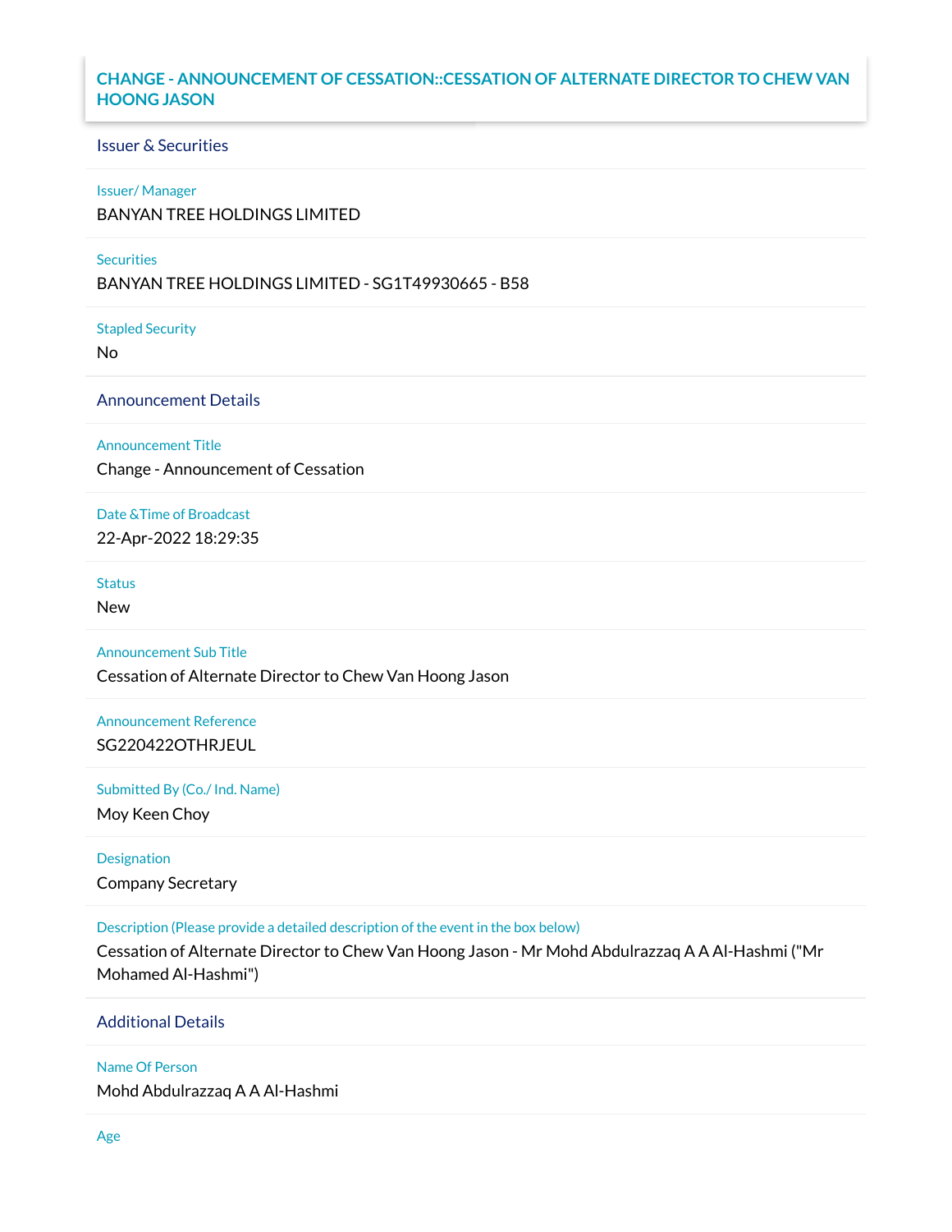# CHANGE - ANNOUNCEMENT OF CESSATION::CESSATION OF ALTERNATE DIRECTOR TO CHEW VAN HOONG JASON

## Issuer & Securities

**Issuer/ Manager**

BANYAN TREE HOLDINGS LIMITED

**Securities**

BANYAN TREE HOLDINGS LIMITED - SG1T49930665 - B58

**Stapled Security**

No

## Announcement Details

**Announcement Title**

Change - Announcement of Cessation

**Date &Time of Broadcast**

22-Apr-2022 18:29:35

**Status**

New

**Announcement Sub Title**

Cessation of Alternate Director to Chew Van Hoong Jason

**Announcement Reference**

SG220422OTHRJEUL

**Submitted By (Co./ Ind. Name)**

Moy Keen Choy

**Designation**

Company Secretary

**Description (Please provide a detailed description of the event in the box below)**

Cessation of Alternate Director to Chew Van Hoong Jason - Mr Mohd Abdulrazzaq A A Al-Hashmi ("Mr Mohamed Al-Hashmi")

## Additional Details

**Name Of Person**

Mohd Abdulrazzaq A A Al-Hashmi

**Age**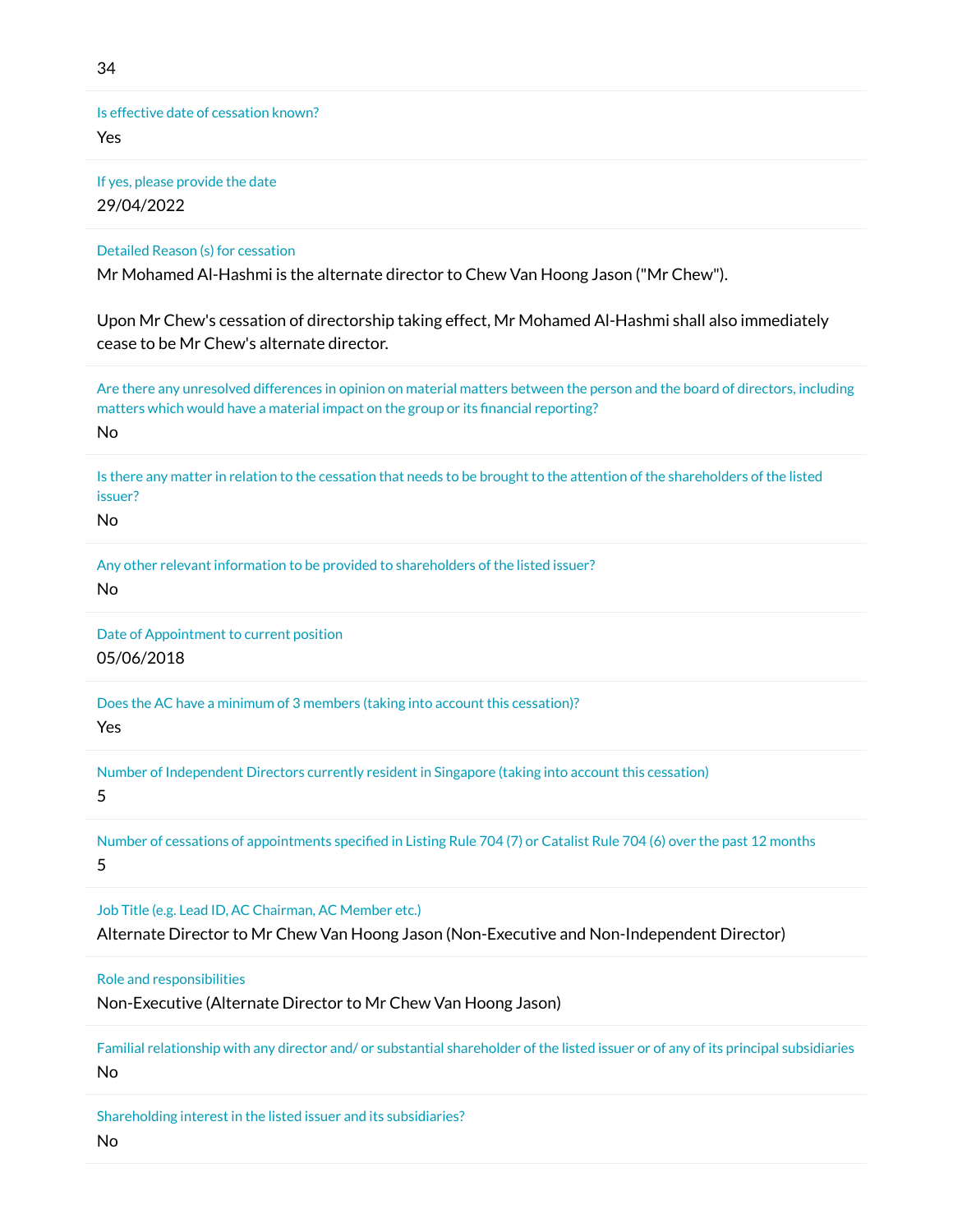34

Is effective date of cessation known?

Yes

If yes, please provide the date

29/04/2022

Detailed Reason (s) for cessation

Mr Mohamed Al-Hashmi is the alternate director to Chew Van Hoong Jason ("Mr Chew").

Upon Mr Chew's cessation of directorship taking effect, Mr Mohamed Al-Hashmi shall also immediately cease to be Mr Chew's alternate director.

Are there any unresolved differences in opinion on material matters between the person and the board of directors, including matters which would have a material impact on the group or its financial reporting?

No

Is there any matter in relation to the cessation that needs to be brought to the attention of the shareholders of the listed issuer?

No

Any other relevant information to be provided to shareholders of the listed issuer?

No

Date of Appointment to current position

05/06/2018

Does the AC have a minimum of 3 members (taking into account this cessation)?

Yes

Number of Independent Directors currently resident in Singapore (taking into account this cessation)

5

Number of cessations of appointments specified in Listing Rule 704 (7) or Catalist Rule 704 (6) over the past 12 months

5

Job Title (e.g. Lead ID, AC Chairman, AC Member etc.)

Alternate Director to Mr Chew Van Hoong Jason (Non-Executive and Non-Independent Director)

Role and responsibilities

Non-Executive (Alternate Director to Mr Chew Van Hoong Jason)

Familial relationship with any director and/ or substantial shareholder of the listed issuer or of any of its principal subsidiaries

No

Shareholding interest in the listed issuer and its subsidiaries?

No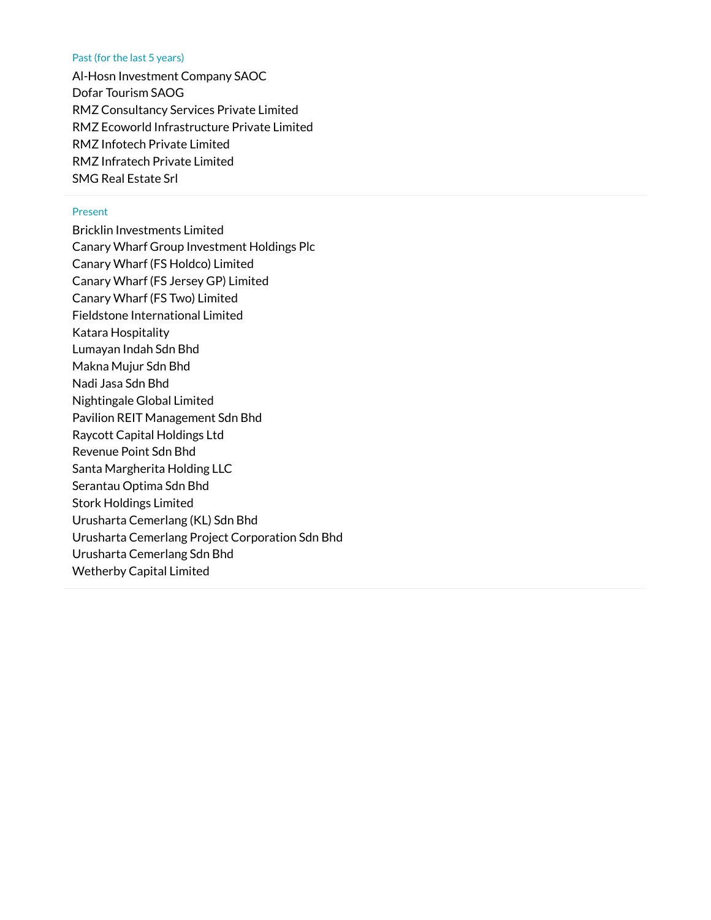Past (for the last 5 years)

Al-Hosn Investment Company SAOC
Dofar Tourism SAOG
RMZ Consultancy Services Private Limited
RMZ Ecoworld Infrastructure Private Limited
RMZ Infotech Private Limited
RMZ Infratech Private Limited
SMG Real Estate Srl

---

Present

Bricklin Investments Limited
Canary Wharf Group Investment Holdings Plc
Canary Wharf (FS Holdco) Limited
Canary Wharf (FS Jersey GP) Limited
Canary Wharf (FS Two) Limited
Fieldstone International Limited
Katara Hospitality
Lumayan Indah Sdn Bhd
Makna Mujur Sdn Bhd
Nadi Jasa Sdn Bhd
Nightingale Global Limited
Pavilion REIT Management Sdn Bhd
Raycott Capital Holdings Ltd
Revenue Point Sdn Bhd
Santa Margherita Holding LLC
Serantau Optima Sdn Bhd
Stork Holdings Limited
Urusharta Cemerlang (KL) Sdn Bhd
Urusharta Cemerlang Project Corporation Sdn Bhd
Urusharta Cemerlang Sdn Bhd
Wetherby Capital Limited